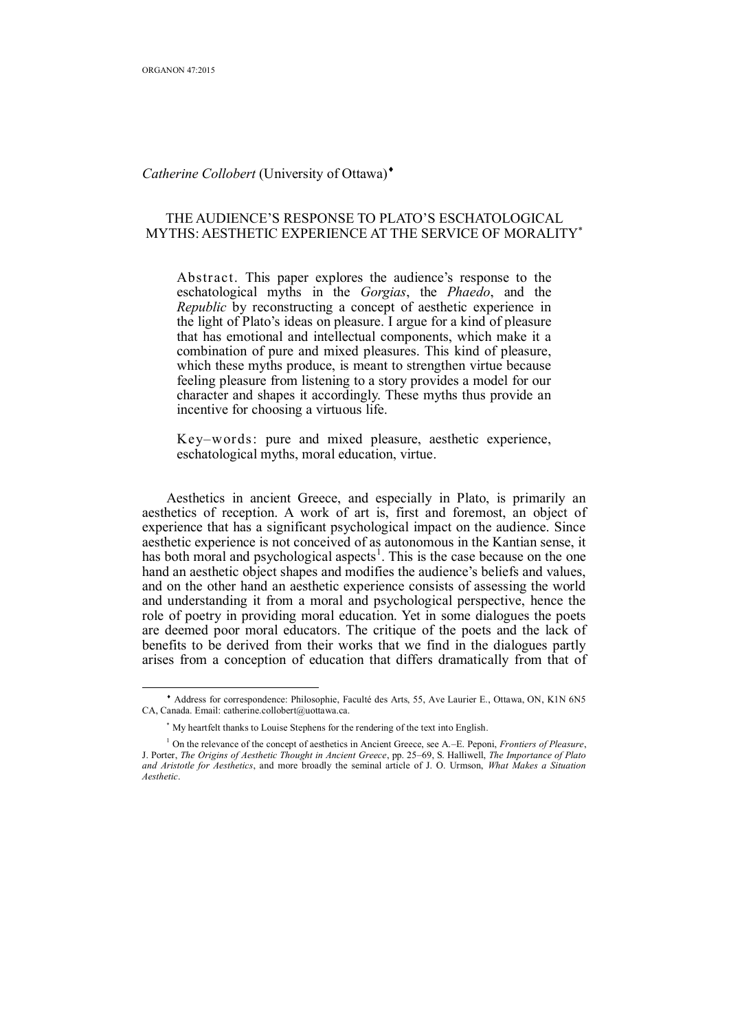*Catherine Collobert* (University of Ottawa)[♦]

## THE AUDIENCE'S RESPONSE TO PLATO'S ESCHATOLOGICAL MYTHS: AESTHETIC EXPERIENCE AT THE SERVICE OF MORALITY[*]

Abstract. This paper explores the audience's response to the eschatological myths in the *Gorgias*, the *Phaedo*, and the *Republic* by reconstructing a concept of aesthetic experience in the light of Plato's ideas on pleasure. I argue for a kind of pleasure that has emotional and intellectual components, which make it a combination of pure and mixed pleasures. This kind of pleasure, which these myths produce, is meant to strengthen virtue because feeling pleasure from listening to a story provides a model for our character and shapes it accordingly. These myths thus provide an incentive for choosing a virtuous life.

Key–words: pure and mixed pleasure, aesthetic experience, eschatological myths, moral education, virtue.

Aesthetics in ancient Greece, and especially in Plato, is primarily an aesthetics of reception. A work of art is, first and foremost, an object of experience that has a significant psychological impact on the audience. Since aesthetic experience is not conceived of as autonomous in the Kantian sense, it has both moral and psychological aspects[1]. This is the case because on the one hand an aesthetic object shapes and modifies the audience's beliefs and values, and on the other hand an aesthetic experience consists of assessing the world and understanding it from a moral and psychological perspective, hence the role of poetry in providing moral education. Yet in some dialogues the poets are deemed poor moral educators. The critique of the poets and the lack of benefits to be derived from their works that we find in the dialogues partly arises from a conception of education that differs dramatically from that of

---

[♦] Address for correspondence: Philosophie, Faculté des Arts, 55, Ave Laurier E., Ottawa, ON, K1N 6N5 CA, Canada. Email: catherine.collobert@uottawa.ca.

[*] My heartfelt thanks to Louise Stephens for the rendering of the text into English.

[1] On the relevance of the concept of aesthetics in Ancient Greece, see A.–E. Peponi, *Frontiers of Pleasure*, J. Porter, *The Origins of Aesthetic Thought in Ancient Greece*, pp. 25–69, S. Halliwell, *The Importance of Plato and Aristotle for Aesthetics*, and more broadly the seminal article of J. O. Urmson, *What Makes a Situation Aesthetic*.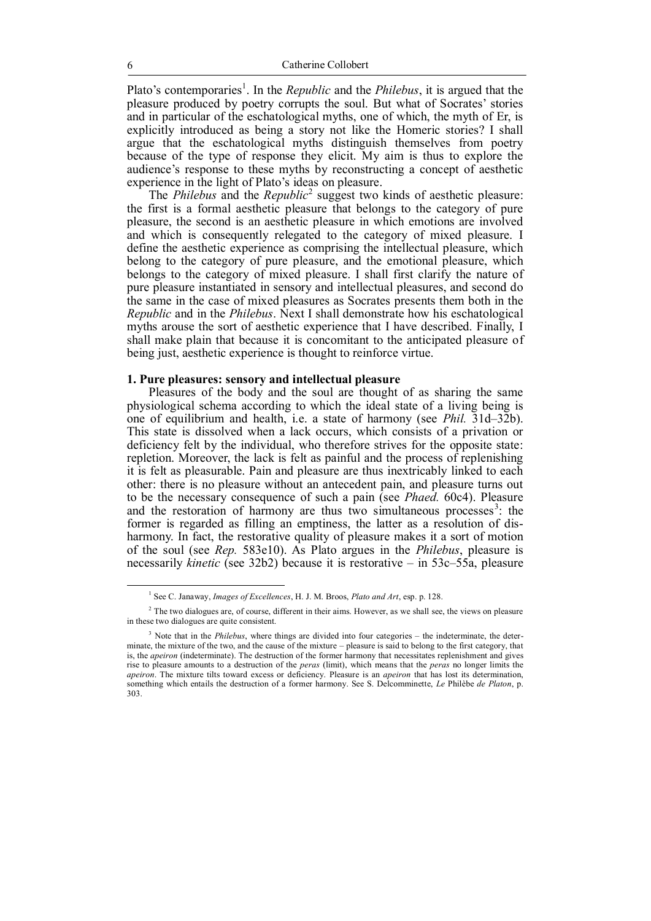Plato's contemporaries[1]. In the *Republic* and the *Philebus*, it is argued that the pleasure produced by poetry corrupts the soul. But what of Socrates' stories and in particular of the eschatological myths, one of which, the myth of Er, is explicitly introduced as being a story not like the Homeric stories? I shall argue that the eschatological myths distinguish themselves from poetry because of the type of response they elicit. My aim is thus to explore the audience's response to these myths by reconstructing a concept of aesthetic experience in the light of Plato's ideas on pleasure.

The *Philebus* and the *Republic*[2] suggest two kinds of aesthetic pleasure: the first is a formal aesthetic pleasure that belongs to the category of pure pleasure, the second is an aesthetic pleasure in which emotions are involved and which is consequently relegated to the category of mixed pleasure. I define the aesthetic experience as comprising the intellectual pleasure, which belong to the category of pure pleasure, and the emotional pleasure, which belongs to the category of mixed pleasure. I shall first clarify the nature of pure pleasure instantiated in sensory and intellectual pleasures, and second do the same in the case of mixed pleasures as Socrates presents them both in the *Republic* and in the *Philebus*. Next I shall demonstrate how his eschatological myths arouse the sort of aesthetic experience that I have described. Finally, I shall make plain that because it is concomitant to the anticipated pleasure of being just, aesthetic experience is thought to reinforce virtue.

## 1. Pure pleasures: sensory and intellectual pleasure

Pleasures of the body and the soul are thought of as sharing the same physiological schema according to which the ideal state of a living being is one of equilibrium and health, i.e. a state of harmony (see *Phil.* 31d–32b). This state is dissolved when a lack occurs, which consists of a privation or deficiency felt by the individual, who therefore strives for the opposite state: repletion. Moreover, the lack is felt as painful and the process of replenishing it is felt as pleasurable. Pain and pleasure are thus inextricably linked to each other: there is no pleasure without an antecedent pain, and pleasure turns out to be the necessary consequence of such a pain (see *Phaed.* 60c4). Pleasure and the restoration of harmony are thus two simultaneous processes[3]: the former is regarded as filling an emptiness, the latter as a resolution of disharmony. In fact, the restorative quality of pleasure makes it a sort of motion of the soul (see *Rep.* 583e10). As Plato argues in the *Philebus*, pleasure is necessarily *kinetic* (see 32b2) because it is restorative – in 53c–55a, pleasure

---

[1] See C. Janaway, *Images of Excellences*, H. J. M. Broos, *Plato and Art*, esp. p. 128.

[2] The two dialogues are, of course, different in their aims. However, as we shall see, the views on pleasure in these two dialogues are quite consistent.

[3] Note that in the *Philebus*, where things are divided into four categories – the indeterminate, the determinate, the mixture of the two, and the cause of the mixture – pleasure is said to belong to the first category, that is, the *apeiron* (indeterminate). The destruction of the former harmony that necessitates replenishment and gives rise to pleasure amounts to a destruction of the *peras* (limit), which means that the *peras* no longer limits the *apeiron*. The mixture tilts toward excess or deficiency. Pleasure is an *apeiron* that has lost its determination, something which entails the destruction of a former harmony. See S. Delcomminette, *Le* Philèbe *de Platon*, p. 303.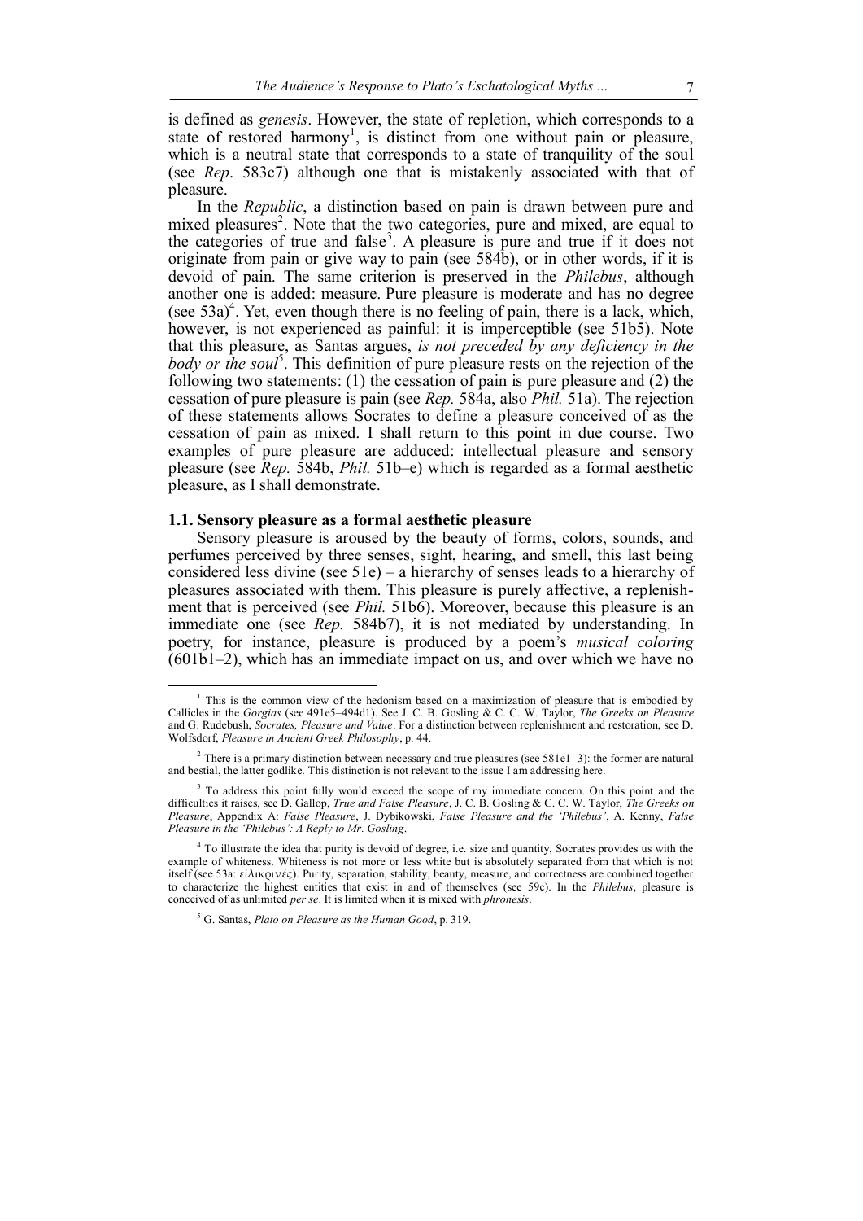is defined as *genesis*. However, the state of repletion, which corresponds to a state of restored harmony[1], is distinct from one without pain or pleasure, which is a neutral state that corresponds to a state of tranquility of the soul (see *Rep*. 583c7) although one that is mistakenly associated with that of pleasure.

In the *Republic*, a distinction based on pain is drawn between pure and mixed pleasures[2]. Note that the two categories, pure and mixed, are equal to the categories of true and false[3]. A pleasure is pure and true if it does not originate from pain or give way to pain (see 584b), or in other words, if it is devoid of pain. The same criterion is preserved in the *Philebus*, although another one is added: measure. Pure pleasure is moderate and has no degree (see 53a)[4]. Yet, even though there is no feeling of pain, there is a lack, which, however, is not experienced as painful: it is imperceptible (see 51b5). Note that this pleasure, as Santas argues, *is not preceded by any deficiency in the body or the soul*[5]. This definition of pure pleasure rests on the rejection of the following two statements: (1) the cessation of pain is pure pleasure and (2) the cessation of pure pleasure is pain (see *Rep.* 584a, also *Phil.* 51a). The rejection of these statements allows Socrates to define a pleasure conceived of as the cessation of pain as mixed. I shall return to this point in due course. Two examples of pure pleasure are adduced: intellectual pleasure and sensory pleasure (see *Rep.* 584b, *Phil.* 51b–e) which is regarded as a formal aesthetic pleasure, as I shall demonstrate.

### 1.1. Sensory pleasure as a formal aesthetic pleasure

Sensory pleasure is aroused by the beauty of forms, colors, sounds, and perfumes perceived by three senses, sight, hearing, and smell, this last being considered less divine (see 51e) – a hierarchy of senses leads to a hierarchy of pleasures associated with them. This pleasure is purely affective, a replenishment that is perceived (see *Phil.* 51b6). Moreover, because this pleasure is an immediate one (see *Rep.* 584b7), it is not mediated by understanding. In poetry, for instance, pleasure is produced by a poem's *musical coloring* (601b1–2), which has an immediate impact on us, and over which we have no

---

[1] This is the common view of the hedonism based on a maximization of pleasure that is embodied by Callicles in the *Gorgias* (see 491e5–494d1). See J. C. B. Gosling & C. C. W. Taylor, *The Greeks on Pleasure* and G. Rudebush, *Socrates, Pleasure and Value*. For a distinction between replenishment and restoration, see D. Wolfsdorf, *Pleasure in Ancient Greek Philosophy*, p. 44.

[2] There is a primary distinction between necessary and true pleasures (see 581e1–3): the former are natural and bestial, the latter godlike. This distinction is not relevant to the issue I am addressing here.

[3] To address this point fully would exceed the scope of my immediate concern. On this point and the difficulties it raises, see D. Gallop, *True and False Pleasure*, J. C. B. Gosling & C. C. W. Taylor, *The Greeks on Pleasure*, Appendix A: *False Pleasure*, J. Dybikowski, *False Pleasure and the 'Philebus'*, A. Kenny, *False Pleasure in the 'Philebus': A Reply to Mr. Gosling*.

[4] To illustrate the idea that purity is devoid of degree, i.e. size and quantity, Socrates provides us with the example of whiteness. Whiteness is not more or less white but is absolutely separated from that which is not itself (see 53a: εἰλικρινές). Purity, separation, stability, beauty, measure, and correctness are combined together to characterize the highest entities that exist in and of themselves (see 59c). In the *Philebus*, pleasure is conceived of as unlimited *per se*. It is limited when it is mixed with *phronesis*.

[5] G. Santas, *Plato on Pleasure as the Human Good*, p. 319.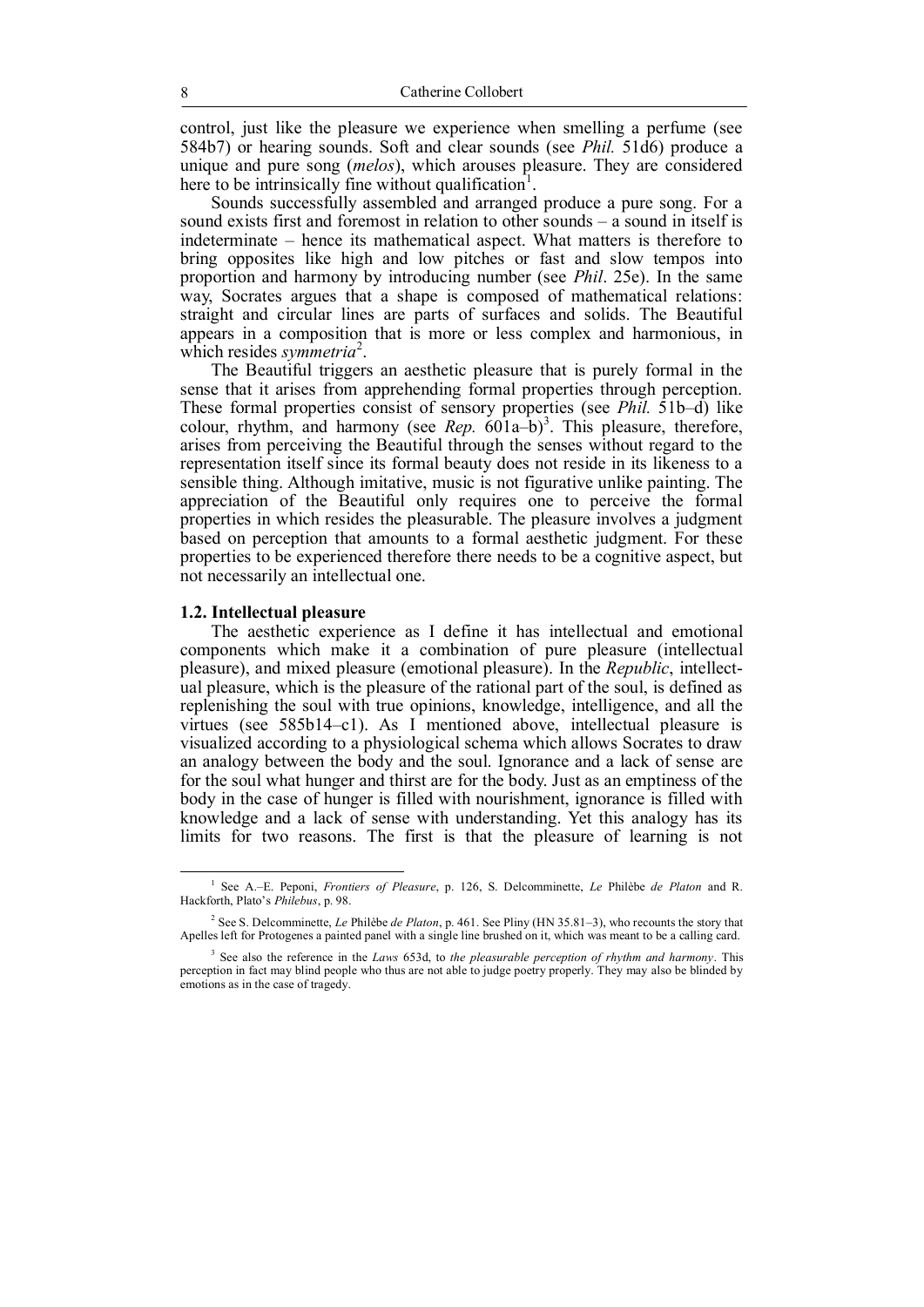control, just like the pleasure we experience when smelling a perfume (see 584b7) or hearing sounds. Soft and clear sounds (see *Phil.* 51d6) produce a unique and pure song (*melos*), which arouses pleasure. They are considered here to be intrinsically fine without qualification[1].

Sounds successfully assembled and arranged produce a pure song. For a sound exists first and foremost in relation to other sounds – a sound in itself is indeterminate – hence its mathematical aspect. What matters is therefore to bring opposites like high and low pitches or fast and slow tempos into proportion and harmony by introducing number (see *Phil*. 25e). In the same way, Socrates argues that a shape is composed of mathematical relations: straight and circular lines are parts of surfaces and solids. The Beautiful appears in a composition that is more or less complex and harmonious, in which resides *symmetria*[2].

The Beautiful triggers an aesthetic pleasure that is purely formal in the sense that it arises from apprehending formal properties through perception. These formal properties consist of sensory properties (see *Phil.* 51b–d) like colour, rhythm, and harmony (see *Rep.* 601a–b)[3]. This pleasure, therefore, arises from perceiving the Beautiful through the senses without regard to the representation itself since its formal beauty does not reside in its likeness to a sensible thing. Although imitative, music is not figurative unlike painting. The appreciation of the Beautiful only requires one to perceive the formal properties in which resides the pleasurable. The pleasure involves a judgment based on perception that amounts to a formal aesthetic judgment. For these properties to be experienced therefore there needs to be a cognitive aspect, but not necessarily an intellectual one.

### 1.2. Intellectual pleasure

The aesthetic experience as I define it has intellectual and emotional components which make it a combination of pure pleasure (intellectual pleasure), and mixed pleasure (emotional pleasure). In the *Republic*, intellectual pleasure, which is the pleasure of the rational part of the soul, is defined as replenishing the soul with true opinions, knowledge, intelligence, and all the virtues (see 585b14–c1). As I mentioned above, intellectual pleasure is visualized according to a physiological schema which allows Socrates to draw an analogy between the body and the soul. Ignorance and a lack of sense are for the soul what hunger and thirst are for the body. Just as an emptiness of the body in the case of hunger is filled with nourishment, ignorance is filled with knowledge and a lack of sense with understanding. Yet this analogy has its limits for two reasons. The first is that the pleasure of learning is not

---

[1] See A.–E. Peponi, *Frontiers of Pleasure*, p. 126, S. Delcomminette, *Le* Philèbe *de Platon* and R. Hackforth, Plato's *Philebus*, p. 98.

[2] See S. Delcomminette, *Le* Philèbe *de Platon*, p. 461. See Pliny (HN 35.81–3), who recounts the story that Apelles left for Protogenes a painted panel with a single line brushed on it, which was meant to be a calling card.

[3] See also the reference in the *Laws* 653d, to *the pleasurable perception of rhythm and harmony*. This perception in fact may blind people who thus are not able to judge poetry properly. They may also be blinded by emotions as in the case of tragedy.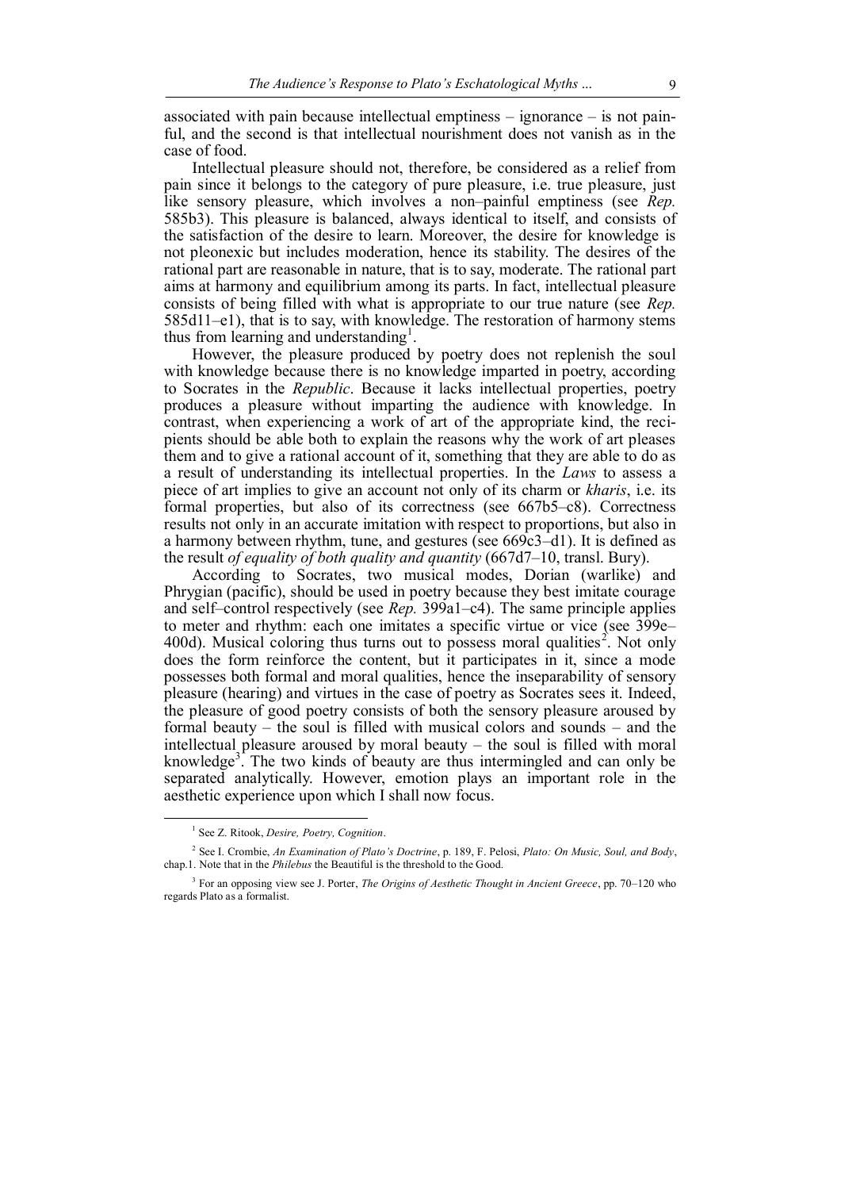associated with pain because intellectual emptiness – ignorance – is not painful, and the second is that intellectual nourishment does not vanish as in the case of food.

Intellectual pleasure should not, therefore, be considered as a relief from pain since it belongs to the category of pure pleasure, i.e. true pleasure, just like sensory pleasure, which involves a non–painful emptiness (see *Rep.* 585b3). This pleasure is balanced, always identical to itself, and consists of the satisfaction of the desire to learn. Moreover, the desire for knowledge is not pleonexic but includes moderation, hence its stability. The desires of the rational part are reasonable in nature, that is to say, moderate. The rational part aims at harmony and equilibrium among its parts. In fact, intellectual pleasure consists of being filled with what is appropriate to our true nature (see *Rep.* 585d11–e1), that is to say, with knowledge. The restoration of harmony stems thus from learning and understanding[1].

However, the pleasure produced by poetry does not replenish the soul with knowledge because there is no knowledge imparted in poetry, according to Socrates in the *Republic*. Because it lacks intellectual properties, poetry produces a pleasure without imparting the audience with knowledge. In contrast, when experiencing a work of art of the appropriate kind, the recipients should be able both to explain the reasons why the work of art pleases them and to give a rational account of it, something that they are able to do as a result of understanding its intellectual properties. In the *Laws* to assess a piece of art implies to give an account not only of its charm or *kharis*, i.e. its formal properties, but also of its correctness (see 667b5–c8). Correctness results not only in an accurate imitation with respect to proportions, but also in a harmony between rhythm, tune, and gestures (see 669c3–d1). It is defined as the result *of equality of both quality and quantity* (667d7–10, transl. Bury).

According to Socrates, two musical modes, Dorian (warlike) and Phrygian (pacific), should be used in poetry because they best imitate courage and self–control respectively (see *Rep.* 399a1–c4). The same principle applies to meter and rhythm: each one imitates a specific virtue or vice (see 399e–400d). Musical coloring thus turns out to possess moral qualities[2]. Not only does the form reinforce the content, but it participates in it, since a mode possesses both formal and moral qualities, hence the inseparability of sensory pleasure (hearing) and virtues in the case of poetry as Socrates sees it. Indeed, the pleasure of good poetry consists of both the sensory pleasure aroused by formal beauty – the soul is filled with musical colors and sounds – and the intellectual pleasure aroused by moral beauty – the soul is filled with moral knowledge[3]. The two kinds of beauty are thus intermingled and can only be separated analytically. However, emotion plays an important role in the aesthetic experience upon which I shall now focus.

---

[1] See Z. Ritook, *Desire, Poetry, Cognition*.

[2] See I. Crombie, *An Examination of Plato's Doctrine*, p. 189, F. Pelosi, *Plato: On Music, Soul, and Body*, chap.1. Note that in the *Philebus* the Beautiful is the threshold to the Good.

[3] For an opposing view see J. Porter, *The Origins of Aesthetic Thought in Ancient Greece*, pp. 70–120 who regards Plato as a formalist.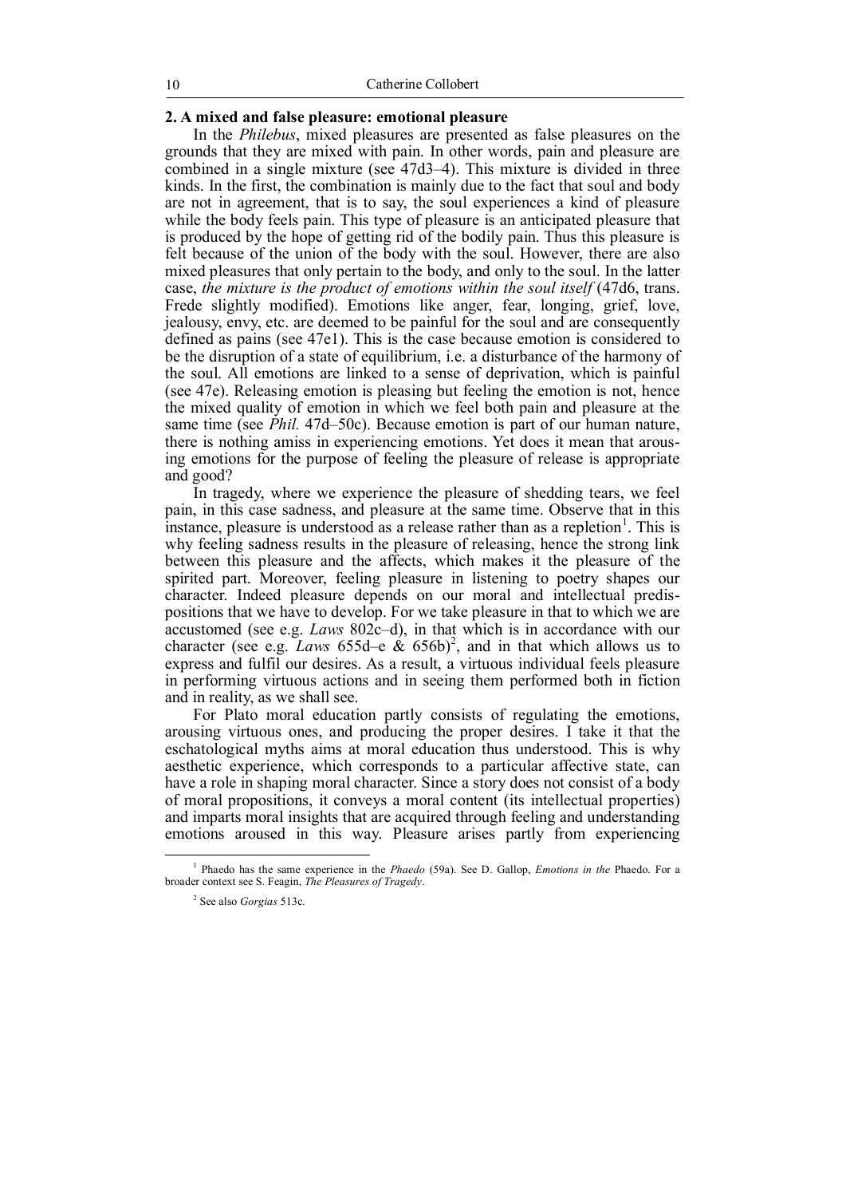## 2. A mixed and false pleasure: emotional pleasure

In the *Philebus*, mixed pleasures are presented as false pleasures on the grounds that they are mixed with pain. In other words, pain and pleasure are combined in a single mixture (see 47d3–4). This mixture is divided in three kinds. In the first, the combination is mainly due to the fact that soul and body are not in agreement, that is to say, the soul experiences a kind of pleasure while the body feels pain. This type of pleasure is an anticipated pleasure that is produced by the hope of getting rid of the bodily pain. Thus this pleasure is felt because of the union of the body with the soul. However, there are also mixed pleasures that only pertain to the body, and only to the soul. In the latter case, *the mixture is the product of emotions within the soul itself* (47d6, trans. Frede slightly modified). Emotions like anger, fear, longing, grief, love, jealousy, envy, etc. are deemed to be painful for the soul and are consequently defined as pains (see 47e1). This is the case because emotion is considered to be the disruption of a state of equilibrium, i.e. a disturbance of the harmony of the soul. All emotions are linked to a sense of deprivation, which is painful (see 47e). Releasing emotion is pleasing but feeling the emotion is not, hence the mixed quality of emotion in which we feel both pain and pleasure at the same time (see *Phil.* 47d–50c). Because emotion is part of our human nature, there is nothing amiss in experiencing emotions. Yet does it mean that arousing emotions for the purpose of feeling the pleasure of release is appropriate and good?

In tragedy, where we experience the pleasure of shedding tears, we feel pain, in this case sadness, and pleasure at the same time. Observe that in this instance, pleasure is understood as a release rather than as a repletion[1]. This is why feeling sadness results in the pleasure of releasing, hence the strong link between this pleasure and the affects, which makes it the pleasure of the spirited part. Moreover, feeling pleasure in listening to poetry shapes our character. Indeed pleasure depends on our moral and intellectual predispositions that we have to develop. For we take pleasure in that to which we are accustomed (see e.g. *Laws* 802c–d), in that which is in accordance with our character (see e.g. *Laws* 655d–e & 656b)[2], and in that which allows us to express and fulfil our desires. As a result, a virtuous individual feels pleasure in performing virtuous actions and in seeing them performed both in fiction and in reality, as we shall see.

For Plato moral education partly consists of regulating the emotions, arousing virtuous ones, and producing the proper desires. I take it that the eschatological myths aims at moral education thus understood. This is why aesthetic experience, which corresponds to a particular affective state, can have a role in shaping moral character. Since a story does not consist of a body of moral propositions, it conveys a moral content (its intellectual properties) and imparts moral insights that are acquired through feeling and understanding emotions aroused in this way. Pleasure arises partly from experiencing

---

[1] Phaedo has the same experience in the *Phaedo* (59a). See D. Gallop, *Emotions in the* Phaedo. For a broader context see S. Feagin, *The Pleasures of Tragedy*.

[2] See also *Gorgias* 513c.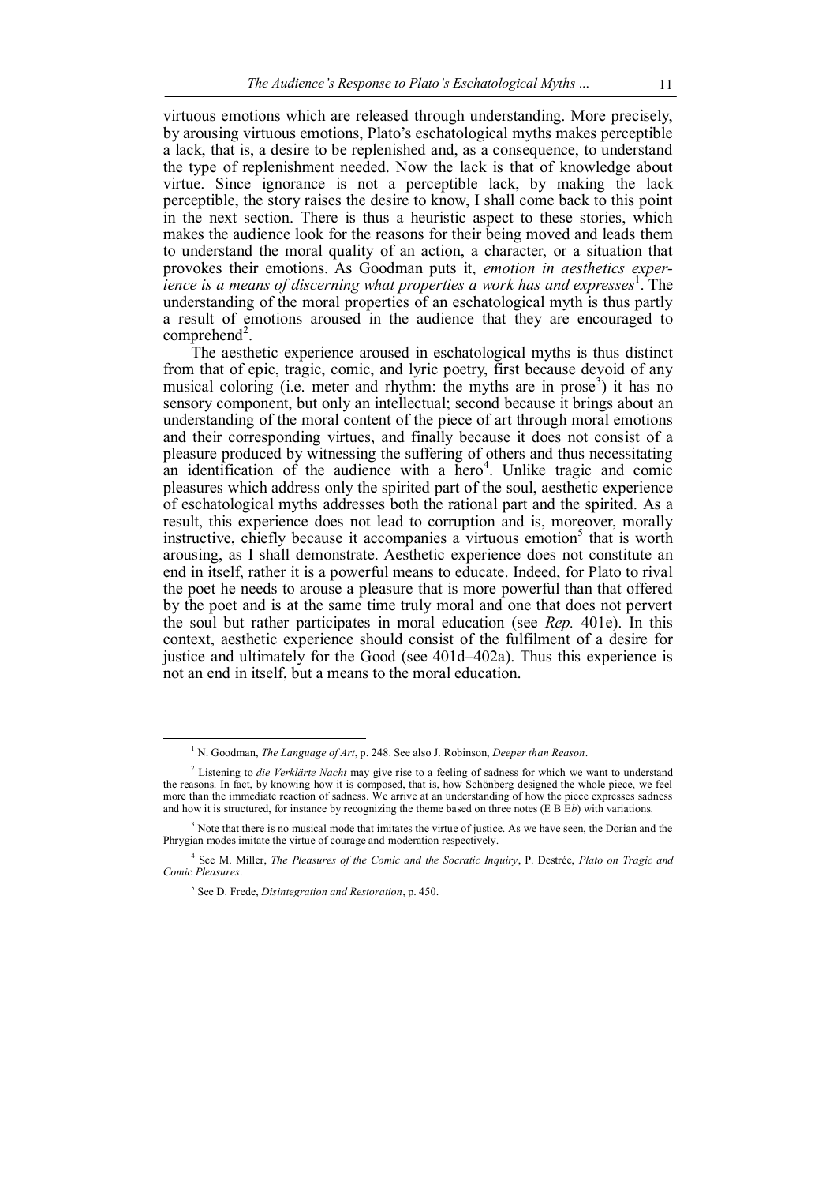virtuous emotions which are released through understanding. More precisely, by arousing virtuous emotions, Plato's eschatological myths makes perceptible a lack, that is, a desire to be replenished and, as a consequence, to understand the type of replenishment needed. Now the lack is that of knowledge about virtue. Since ignorance is not a perceptible lack, by making the lack perceptible, the story raises the desire to know, I shall come back to this point in the next section. There is thus a heuristic aspect to these stories, which makes the audience look for the reasons for their being moved and leads them to understand the moral quality of an action, a character, or a situation that provokes their emotions. As Goodman puts it, *emotion in aesthetics experience is a means of discerning what properties a work has and expresses*[1]. The understanding of the moral properties of an eschatological myth is thus partly a result of emotions aroused in the audience that they are encouraged to comprehend[2].

The aesthetic experience aroused in eschatological myths is thus distinct from that of epic, tragic, comic, and lyric poetry, first because devoid of any musical coloring (i.e. meter and rhythm: the myths are in prose[3]) it has no sensory component, but only an intellectual; second because it brings about an understanding of the moral content of the piece of art through moral emotions and their corresponding virtues, and finally because it does not consist of a pleasure produced by witnessing the suffering of others and thus necessitating an identification of the audience with a hero[4]. Unlike tragic and comic pleasures which address only the spirited part of the soul, aesthetic experience of eschatological myths addresses both the rational part and the spirited. As a result, this experience does not lead to corruption and is, moreover, morally instructive, chiefly because it accompanies a virtuous emotion[5] that is worth arousing, as I shall demonstrate. Aesthetic experience does not constitute an end in itself, rather it is a powerful means to educate. Indeed, for Plato to rival the poet he needs to arouse a pleasure that is more powerful than that offered by the poet and is at the same time truly moral and one that does not pervert the soul but rather participates in moral education (see *Rep.* 401e). In this context, aesthetic experience should consist of the fulfilment of a desire for justice and ultimately for the Good (see 401d–402a). Thus this experience is not an end in itself, but a means to the moral education.

---

[1] N. Goodman, *The Language of Art*, p. 248. See also J. Robinson, *Deeper than Reason*.

[2] Listening to *die Verklärte Nacht* may give rise to a feeling of sadness for which we want to understand the reasons. In fact, by knowing how it is composed, that is, how Schönberg designed the whole piece, we feel more than the immediate reaction of sadness. We arrive at an understanding of how the piece expresses sadness and how it is structured, for instance by recognizing the theme based on three notes (E B E*b*) with variations.

[3] Note that there is no musical mode that imitates the virtue of justice. As we have seen, the Dorian and the Phrygian modes imitate the virtue of courage and moderation respectively.

[4] See M. Miller, *The Pleasures of the Comic and the Socratic Inquiry*, P. Destrée, *Plato on Tragic and Comic Pleasures*.

[5] See D. Frede, *Disintegration and Restoration*, p. 450.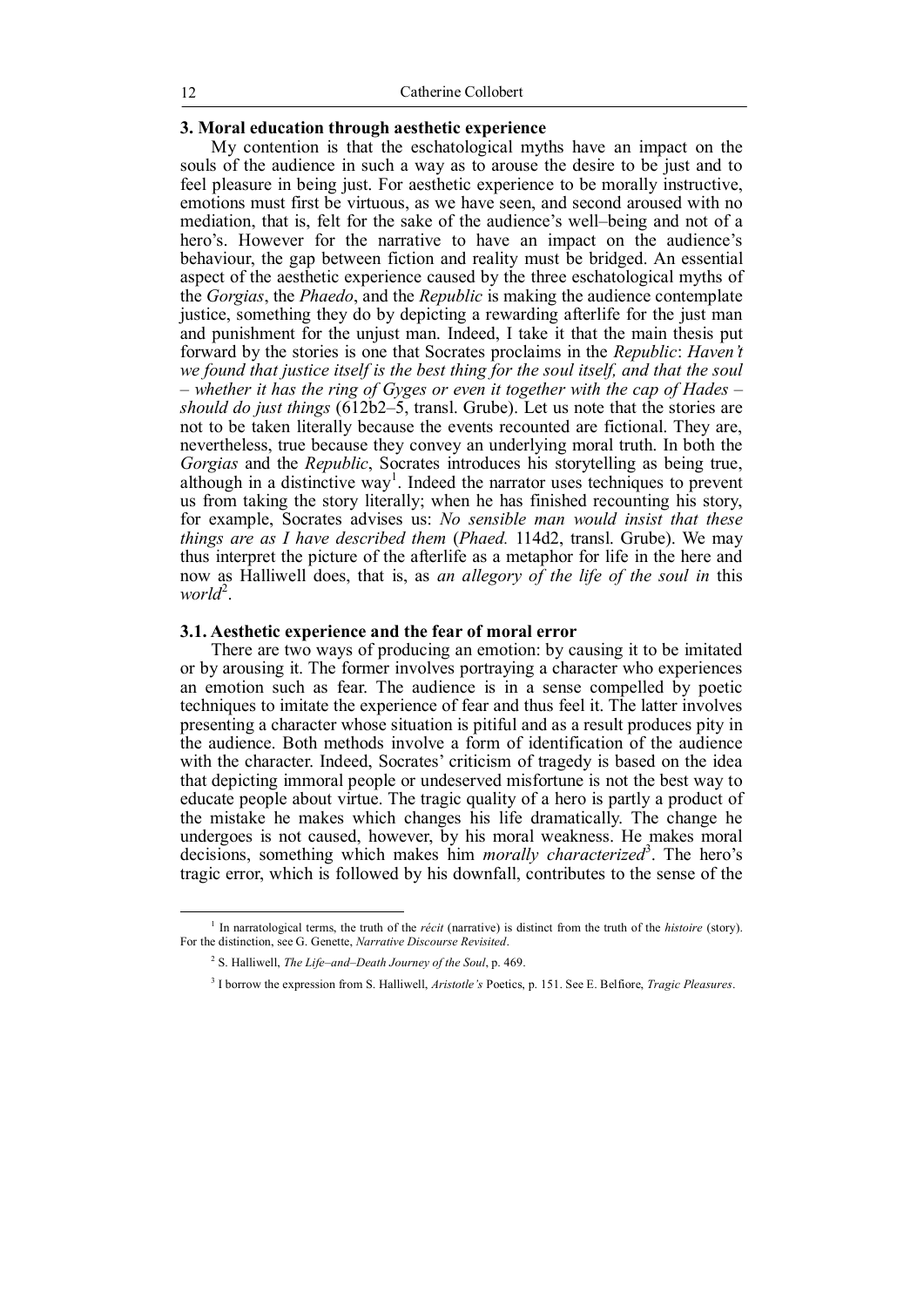## 3. Moral education through aesthetic experience

My contention is that the eschatological myths have an impact on the souls of the audience in such a way as to arouse the desire to be just and to feel pleasure in being just. For aesthetic experience to be morally instructive, emotions must first be virtuous, as we have seen, and second aroused with no mediation, that is, felt for the sake of the audience's well–being and not of a hero's. However for the narrative to have an impact on the audience's behaviour, the gap between fiction and reality must be bridged. An essential aspect of the aesthetic experience caused by the three eschatological myths of the *Gorgias*, the *Phaedo*, and the *Republic* is making the audience contemplate justice, something they do by depicting a rewarding afterlife for the just man and punishment for the unjust man. Indeed, I take it that the main thesis put forward by the stories is one that Socrates proclaims in the *Republic*: *Haven't we found that justice itself is the best thing for the soul itself, and that the soul – whether it has the ring of Gyges or even it together with the cap of Hades – should do just things* (612b2–5, transl. Grube). Let us note that the stories are not to be taken literally because the events recounted are fictional. They are, nevertheless, true because they convey an underlying moral truth. In both the *Gorgias* and the *Republic*, Socrates introduces his storytelling as being true, although in a distinctive way[1]. Indeed the narrator uses techniques to prevent us from taking the story literally; when he has finished recounting his story, for example, Socrates advises us: *No sensible man would insist that these things are as I have described them* (*Phaed.* 114d2, transl. Grube). We may thus interpret the picture of the afterlife as a metaphor for life in the here and now as Halliwell does, that is, as *an allegory of the life of the soul in* this *world*[2].

### 3.1. Aesthetic experience and the fear of moral error

There are two ways of producing an emotion: by causing it to be imitated or by arousing it. The former involves portraying a character who experiences an emotion such as fear. The audience is in a sense compelled by poetic techniques to imitate the experience of fear and thus feel it. The latter involves presenting a character whose situation is pitiful and as a result produces pity in the audience. Both methods involve a form of identification of the audience with the character. Indeed, Socrates' criticism of tragedy is based on the idea that depicting immoral people or undeserved misfortune is not the best way to educate people about virtue. The tragic quality of a hero is partly a product of the mistake he makes which changes his life dramatically. The change he undergoes is not caused, however, by his moral weakness. He makes moral decisions, something which makes him *morally characterized*[3]. The hero's tragic error, which is followed by his downfall, contributes to the sense of the

---

[1] In narratological terms, the truth of the *récit* (narrative) is distinct from the truth of the *histoire* (story). For the distinction, see G. Genette, *Narrative Discourse Revisited*.

[2] S. Halliwell, *The Life–and–Death Journey of the Soul*, p. 469.

[3] I borrow the expression from S. Halliwell, *Aristotle's* Poetics, p. 151. See E. Belfiore, *Tragic Pleasures*.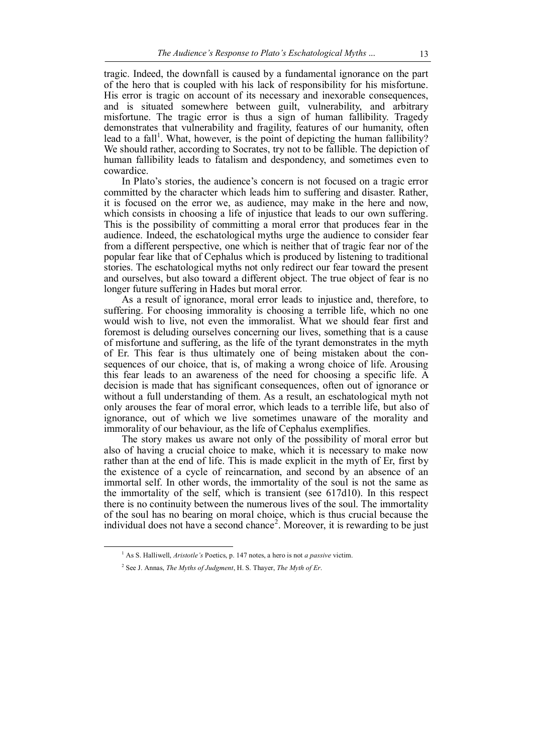tragic. Indeed, the downfall is caused by a fundamental ignorance on the part of the hero that is coupled with his lack of responsibility for his misfortune. His error is tragic on account of its necessary and inexorable consequences, and is situated somewhere between guilt, vulnerability, and arbitrary misfortune. The tragic error is thus a sign of human fallibility. Tragedy demonstrates that vulnerability and fragility, features of our humanity, often lead to a fall[1]. What, however, is the point of depicting the human fallibility? We should rather, according to Socrates, try not to be fallible. The depiction of human fallibility leads to fatalism and despondency, and sometimes even to cowardice.

In Plato's stories, the audience's concern is not focused on a tragic error committed by the character which leads him to suffering and disaster. Rather, it is focused on the error we, as audience, may make in the here and now, which consists in choosing a life of injustice that leads to our own suffering. This is the possibility of committing a moral error that produces fear in the audience. Indeed, the eschatological myths urge the audience to consider fear from a different perspective, one which is neither that of tragic fear nor of the popular fear like that of Cephalus which is produced by listening to traditional stories. The eschatological myths not only redirect our fear toward the present and ourselves, but also toward a different object. The true object of fear is no longer future suffering in Hades but moral error.

As a result of ignorance, moral error leads to injustice and, therefore, to suffering. For choosing immorality is choosing a terrible life, which no one would wish to live, not even the immoralist. What we should fear first and foremost is deluding ourselves concerning our lives, something that is a cause of misfortune and suffering, as the life of the tyrant demonstrates in the myth of Er. This fear is thus ultimately one of being mistaken about the consequences of our choice, that is, of making a wrong choice of life. Arousing this fear leads to an awareness of the need for choosing a specific life. A decision is made that has significant consequences, often out of ignorance or without a full understanding of them. As a result, an eschatological myth not only arouses the fear of moral error, which leads to a terrible life, but also of ignorance, out of which we live sometimes unaware of the morality and immorality of our behaviour, as the life of Cephalus exemplifies.

The story makes us aware not only of the possibility of moral error but also of having a crucial choice to make, which it is necessary to make now rather than at the end of life. This is made explicit in the myth of Er, first by the existence of a cycle of reincarnation, and second by an absence of an immortal self. In other words, the immortality of the soul is not the same as the immortality of the self, which is transient (see 617d10). In this respect there is no continuity between the numerous lives of the soul. The immortality of the soul has no bearing on moral choice, which is thus crucial because the individual does not have a second chance[2]. Moreover, it is rewarding to be just

---

[1] As S. Halliwell, *Aristotle's* Poetics, p. 147 notes, a hero is not *a passive* victim.

[2] See J. Annas, *The Myths of Judgment*, H. S. Thayer, *The Myth of Er*.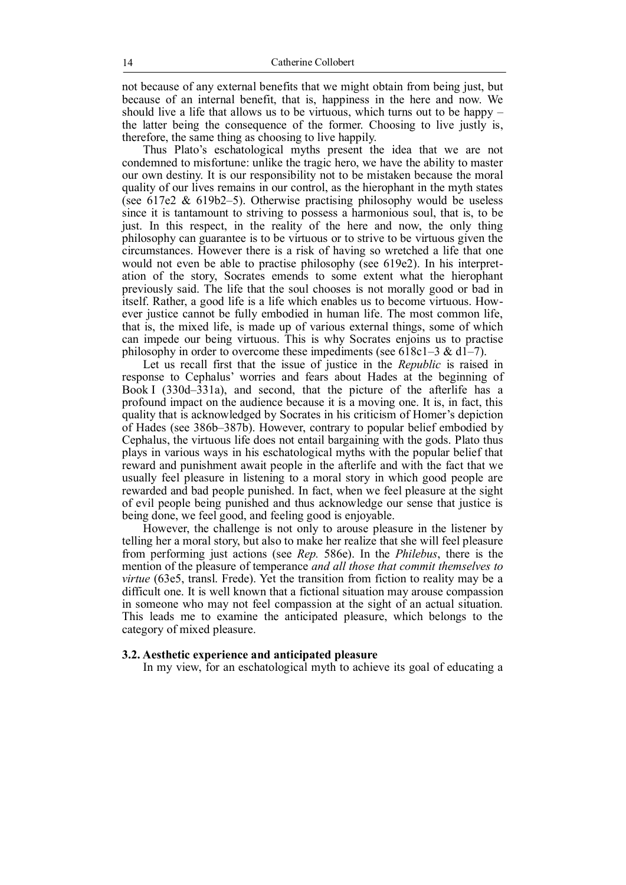not because of any external benefits that we might obtain from being just, but because of an internal benefit, that is, happiness in the here and now. We should live a life that allows us to be virtuous, which turns out to be happy – the latter being the consequence of the former. Choosing to live justly is, therefore, the same thing as choosing to live happily.

Thus Plato's eschatological myths present the idea that we are not condemned to misfortune: unlike the tragic hero, we have the ability to master our own destiny. It is our responsibility not to be mistaken because the moral quality of our lives remains in our control, as the hierophant in the myth states (see 617e2 & 619b2–5). Otherwise practising philosophy would be useless since it is tantamount to striving to possess a harmonious soul, that is, to be just. In this respect, in the reality of the here and now, the only thing philosophy can guarantee is to be virtuous or to strive to be virtuous given the circumstances. However there is a risk of having so wretched a life that one would not even be able to practise philosophy (see 619e2). In his interpretation of the story, Socrates emends to some extent what the hierophant previously said. The life that the soul chooses is not morally good or bad in itself. Rather, a good life is a life which enables us to become virtuous. However justice cannot be fully embodied in human life. The most common life, that is, the mixed life, is made up of various external things, some of which can impede our being virtuous. This is why Socrates enjoins us to practise philosophy in order to overcome these impediments (see 618c1–3 & d1–7).

Let us recall first that the issue of justice in the *Republic* is raised in response to Cephalus' worries and fears about Hades at the beginning of Book I (330d–331a), and second, that the picture of the afterlife has a profound impact on the audience because it is a moving one. It is, in fact, this quality that is acknowledged by Socrates in his criticism of Homer's depiction of Hades (see 386b–387b). However, contrary to popular belief embodied by Cephalus, the virtuous life does not entail bargaining with the gods. Plato thus plays in various ways in his eschatological myths with the popular belief that reward and punishment await people in the afterlife and with the fact that we usually feel pleasure in listening to a moral story in which good people are rewarded and bad people punished. In fact, when we feel pleasure at the sight of evil people being punished and thus acknowledge our sense that justice is being done, we feel good, and feeling good is enjoyable.

However, the challenge is not only to arouse pleasure in the listener by telling her a moral story, but also to make her realize that she will feel pleasure from performing just actions (see *Rep.* 586e). In the *Philebus*, there is the mention of the pleasure of temperance *and all those that commit themselves to virtue* (63e5, transl. Frede). Yet the transition from fiction to reality may be a difficult one. It is well known that a fictional situation may arouse compassion in someone who may not feel compassion at the sight of an actual situation. This leads me to examine the anticipated pleasure, which belongs to the category of mixed pleasure.

### 3.2. Aesthetic experience and anticipated pleasure

In my view, for an eschatological myth to achieve its goal of educating a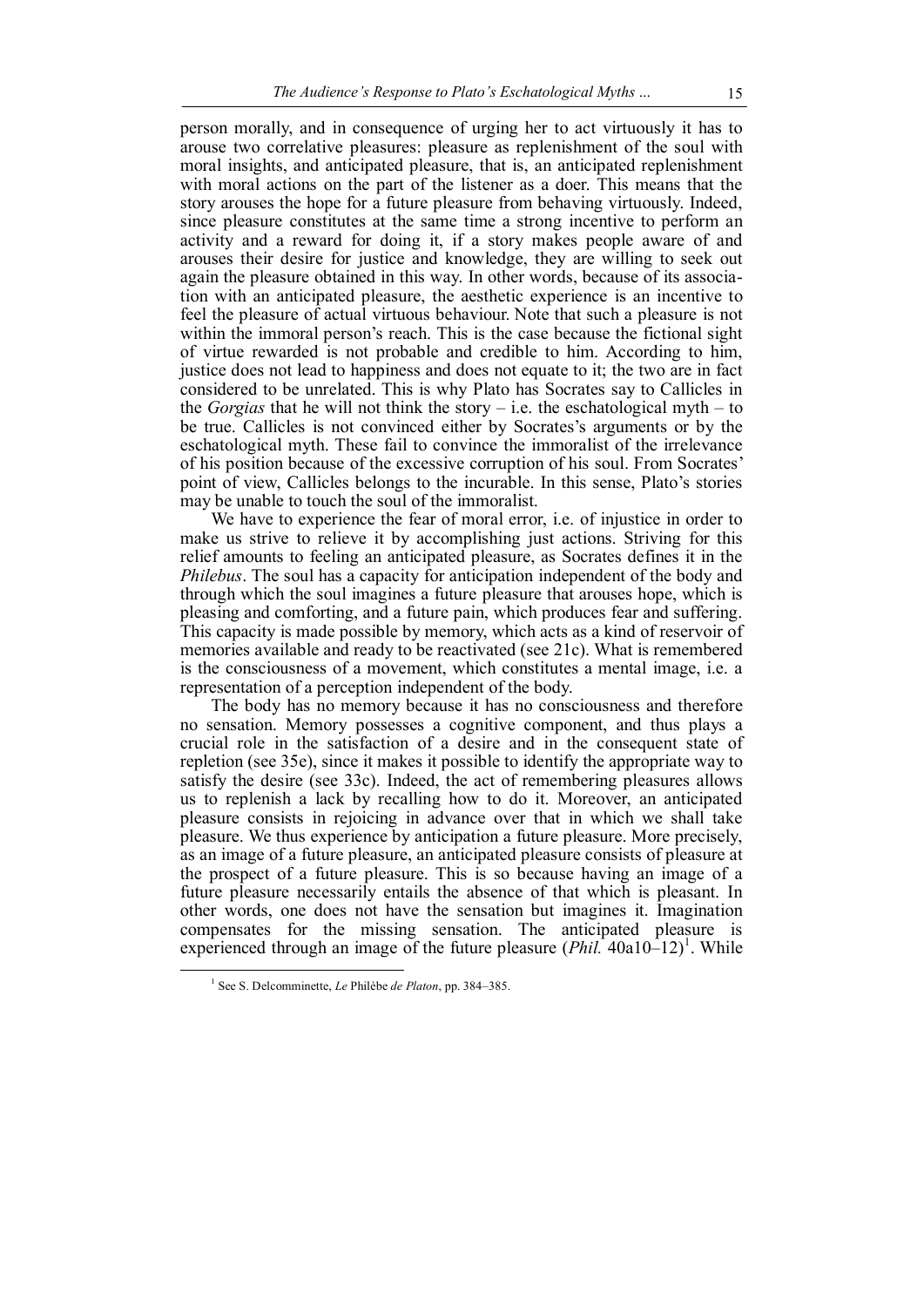person morally, and in consequence of urging her to act virtuously it has to arouse two correlative pleasures: pleasure as replenishment of the soul with moral insights, and anticipated pleasure, that is, an anticipated replenishment with moral actions on the part of the listener as a doer. This means that the story arouses the hope for a future pleasure from behaving virtuously. Indeed, since pleasure constitutes at the same time a strong incentive to perform an activity and a reward for doing it, if a story makes people aware of and arouses their desire for justice and knowledge, they are willing to seek out again the pleasure obtained in this way. In other words, because of its association with an anticipated pleasure, the aesthetic experience is an incentive to feel the pleasure of actual virtuous behaviour. Note that such a pleasure is not within the immoral person's reach. This is the case because the fictional sight of virtue rewarded is not probable and credible to him. According to him, justice does not lead to happiness and does not equate to it; the two are in fact considered to be unrelated. This is why Plato has Socrates say to Callicles in the *Gorgias* that he will not think the story – i.e. the eschatological myth – to be true. Callicles is not convinced either by Socrates's arguments or by the eschatological myth. These fail to convince the immoralist of the irrelevance of his position because of the excessive corruption of his soul. From Socrates' point of view, Callicles belongs to the incurable. In this sense, Plato's stories may be unable to touch the soul of the immoralist.

We have to experience the fear of moral error, i.e. of injustice in order to make us strive to relieve it by accomplishing just actions. Striving for this relief amounts to feeling an anticipated pleasure, as Socrates defines it in the *Philebus*. The soul has a capacity for anticipation independent of the body and through which the soul imagines a future pleasure that arouses hope, which is pleasing and comforting, and a future pain, which produces fear and suffering. This capacity is made possible by memory, which acts as a kind of reservoir of memories available and ready to be reactivated (see 21c). What is remembered is the consciousness of a movement, which constitutes a mental image, i.e. a representation of a perception independent of the body.

The body has no memory because it has no consciousness and therefore no sensation. Memory possesses a cognitive component, and thus plays a crucial role in the satisfaction of a desire and in the consequent state of repletion (see 35e), since it makes it possible to identify the appropriate way to satisfy the desire (see 33c). Indeed, the act of remembering pleasures allows us to replenish a lack by recalling how to do it. Moreover, an anticipated pleasure consists in rejoicing in advance over that in which we shall take pleasure. We thus experience by anticipation a future pleasure. More precisely, as an image of a future pleasure, an anticipated pleasure consists of pleasure at the prospect of a future pleasure. This is so because having an image of a future pleasure necessarily entails the absence of that which is pleasant. In other words, one does not have the sensation but imagines it. Imagination compensates for the missing sensation. The anticipated pleasure is experienced through an image of the future pleasure (*Phil.* 40a10–12)[1]. While

[1] See S. Delcomminette, *Le* Philèbe *de Platon*, pp. 384–385.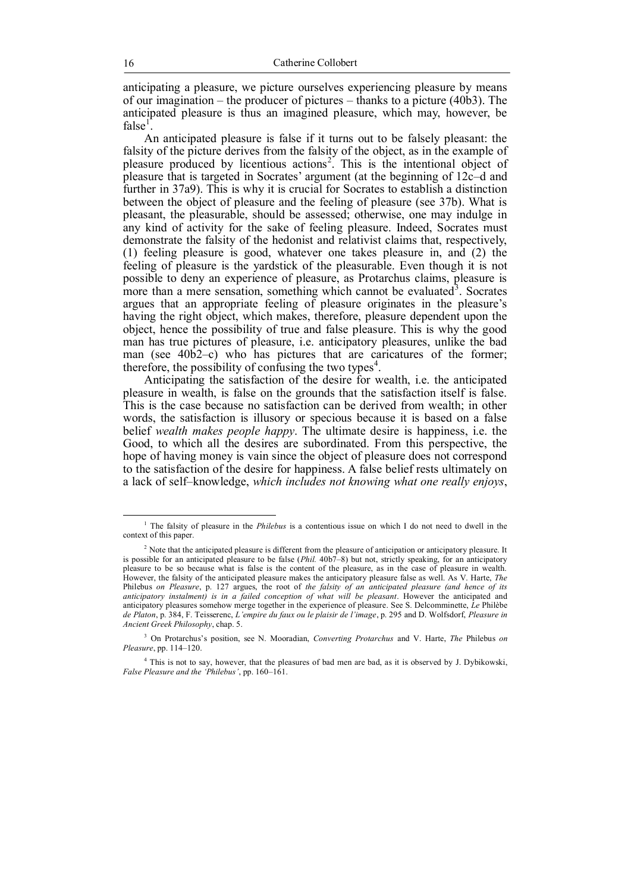anticipating a pleasure, we picture ourselves experiencing pleasure by means of our imagination – the producer of pictures – thanks to a picture (40b3). The anticipated pleasure is thus an imagined pleasure, which may, however, be false[1].

An anticipated pleasure is false if it turns out to be falsely pleasant: the falsity of the picture derives from the falsity of the object, as in the example of pleasure produced by licentious actions[2]. This is the intentional object of pleasure that is targeted in Socrates' argument (at the beginning of 12c–d and further in 37a9). This is why it is crucial for Socrates to establish a distinction between the object of pleasure and the feeling of pleasure (see 37b). What is pleasant, the pleasurable, should be assessed; otherwise, one may indulge in any kind of activity for the sake of feeling pleasure. Indeed, Socrates must demonstrate the falsity of the hedonist and relativist claims that, respectively, (1) feeling pleasure is good, whatever one takes pleasure in, and (2) the feeling of pleasure is the yardstick of the pleasurable. Even though it is not possible to deny an experience of pleasure, as Protarchus claims, pleasure is more than a mere sensation, something which cannot be evaluated[3]. Socrates argues that an appropriate feeling of pleasure originates in the pleasure's having the right object, which makes, therefore, pleasure dependent upon the object, hence the possibility of true and false pleasure. This is why the good man has true pictures of pleasure, i.e. anticipatory pleasures, unlike the bad man (see 40b2–c) who has pictures that are caricatures of the former; therefore, the possibility of confusing the two types[4].

Anticipating the satisfaction of the desire for wealth, i.e. the anticipated pleasure in wealth, is false on the grounds that the satisfaction itself is false. This is the case because no satisfaction can be derived from wealth; in other words, the satisfaction is illusory or specious because it is based on a false belief *wealth makes people happy*. The ultimate desire is happiness, i.e. the Good, to which all the desires are subordinated. From this perspective, the hope of having money is vain since the object of pleasure does not correspond to the satisfaction of the desire for happiness. A false belief rests ultimately on a lack of self–knowledge, *which includes not knowing what one really enjoys*,

---

[1] The falsity of pleasure in the *Philebus* is a contentious issue on which I do not need to dwell in the context of this paper.

[2] Note that the anticipated pleasure is different from the pleasure of anticipation or anticipatory pleasure. It is possible for an anticipated pleasure to be false (*Phil.* 40b7–8) but not, strictly speaking, for an anticipatory pleasure to be so because what is false is the content of the pleasure, as in the case of pleasure in wealth. However, the falsity of the anticipated pleasure makes the anticipatory pleasure false as well. As V. Harte, *The* Philebus *on Pleasure*, p. 127 argues, the root of *the falsity of an anticipated pleasure (and hence of its anticipatory instalment) is in a failed conception of what will be pleasant*. However the anticipated and anticipatory pleasures somehow merge together in the experience of pleasure. See S. Delcomminette, *Le* Philèbe *de Platon*, p. 384, F. Teisserenc, *L'empire du faux ou le plaisir de l'image*, p. 295 and D. Wolfsdorf, *Pleasure in Ancient Greek Philosophy*, chap. 5.

[3] On Protarchus's position, see N. Mooradian, *Converting Protarchus* and V. Harte, *The* Philebus *on Pleasure*, pp. 114–120.

[4] This is not to say, however, that the pleasures of bad men are bad, as it is observed by J. Dybikowski, *False Pleasure and the 'Philebus'*, pp. 160–161.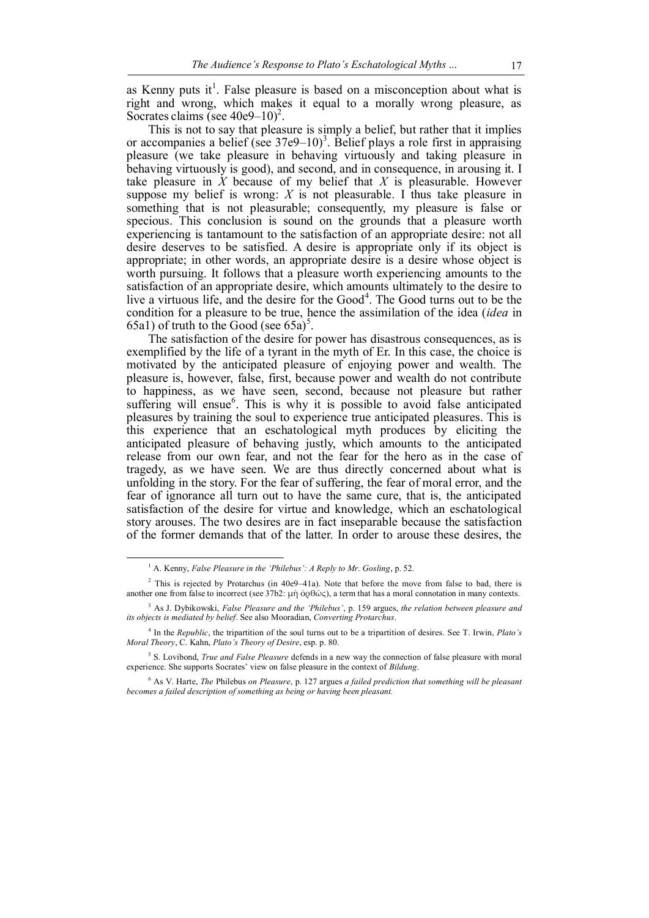as Kenny puts it[1]. False pleasure is based on a misconception about what is right and wrong, which makes it equal to a morally wrong pleasure, as Socrates claims (see 40e9–10)[2].

This is not to say that pleasure is simply a belief, but rather that it implies or accompanies a belief (see 37e9–10)[3]. Belief plays a role first in appraising pleasure (we take pleasure in behaving virtuously and taking pleasure in behaving virtuously is good), and second, and in consequence, in arousing it. I take pleasure in *X* because of my belief that *X* is pleasurable. However suppose my belief is wrong: *X* is not pleasurable. I thus take pleasure in something that is not pleasurable; consequently, my pleasure is false or specious. This conclusion is sound on the grounds that a pleasure worth experiencing is tantamount to the satisfaction of an appropriate desire: not all desire deserves to be satisfied. A desire is appropriate only if its object is appropriate; in other words, an appropriate desire is a desire whose object is worth pursuing. It follows that a pleasure worth experiencing amounts to the satisfaction of an appropriate desire, which amounts ultimately to the desire to live a virtuous life, and the desire for the Good[4]. The Good turns out to be the condition for a pleasure to be true, hence the assimilation of the idea (*idea* in 65a1) of truth to the Good (see 65a)[5].

The satisfaction of the desire for power has disastrous consequences, as is exemplified by the life of a tyrant in the myth of Er. In this case, the choice is motivated by the anticipated pleasure of enjoying power and wealth. The pleasure is, however, false, first, because power and wealth do not contribute to happiness, as we have seen, second, because not pleasure but rather suffering will ensue[6]. This is why it is possible to avoid false anticipated pleasures by training the soul to experience true anticipated pleasures. This is this experience that an eschatological myth produces by eliciting the anticipated pleasure of behaving justly, which amounts to the anticipated release from our own fear, and not the fear for the hero as in the case of tragedy, as we have seen. We are thus directly concerned about what is unfolding in the story. For the fear of suffering, the fear of moral error, and the fear of ignorance all turn out to have the same cure, that is, the anticipated satisfaction of the desire for virtue and knowledge, which an eschatological story arouses. The two desires are in fact inseparable because the satisfaction of the former demands that of the latter. In order to arouse these desires, the

---

[1] A. Kenny, *False Pleasure in the 'Philebus': A Reply to Mr. Gosling*, p. 52.

[2] This is rejected by Protarchus (in 40e9–41a). Note that before the move from false to bad, there is another one from false to incorrect (see 37b2: μὴ ὀρθῶς), a term that has a moral connotation in many contexts.

[3] As J. Dybikowski, *False Pleasure and the 'Philebus'*, p. 159 argues, *the relation between pleasure and its objects is mediated by belief*. See also Mooradian, *Converting Protarchus*.

[4] In the *Republic*, the tripartition of the soul turns out to be a tripartition of desires. See T. Irwin, *Plato's Moral Theory*, C. Kahn, *Plato's Theory of Desire*, esp. p. 80.

[5] S. Lovibond, *True and False Pleasure* defends in a new way the connection of false pleasure with moral experience. She supports Socrates' view on false pleasure in the context of *Bildung*.

[6] As V. Harte, *The* Philebus *on Pleasure*, p. 127 argues *a failed prediction that something will be pleasant becomes a failed description of something as being or having been pleasant.*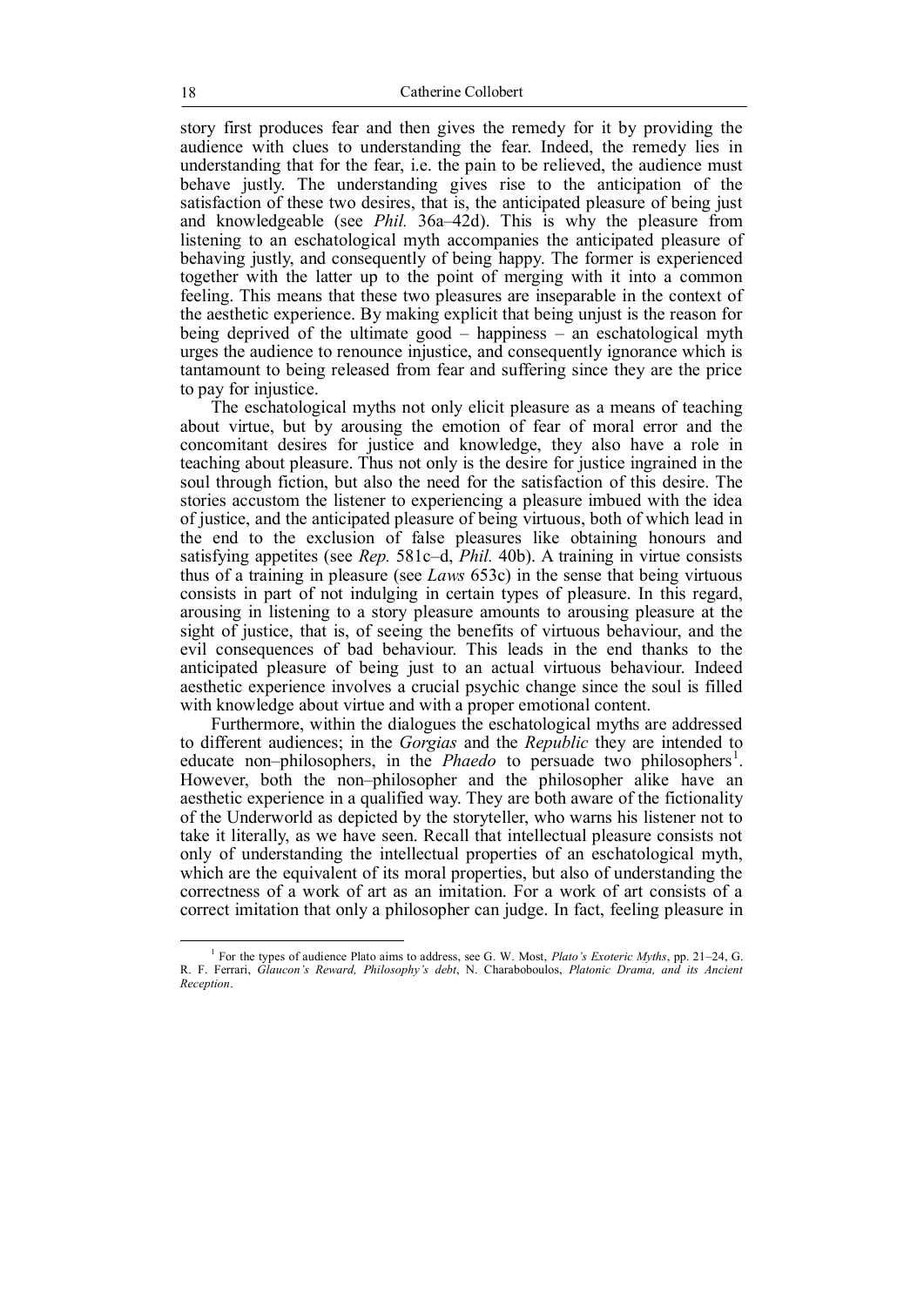story first produces fear and then gives the remedy for it by providing the audience with clues to understanding the fear. Indeed, the remedy lies in understanding that for the fear, i.e. the pain to be relieved, the audience must behave justly. The understanding gives rise to the anticipation of the satisfaction of these two desires, that is, the anticipated pleasure of being just and knowledgeable (see *Phil.* 36a–42d). This is why the pleasure from listening to an eschatological myth accompanies the anticipated pleasure of behaving justly, and consequently of being happy. The former is experienced together with the latter up to the point of merging with it into a common feeling. This means that these two pleasures are inseparable in the context of the aesthetic experience. By making explicit that being unjust is the reason for being deprived of the ultimate good – happiness – an eschatological myth urges the audience to renounce injustice, and consequently ignorance which is tantamount to being released from fear and suffering since they are the price to pay for injustice.

The eschatological myths not only elicit pleasure as a means of teaching about virtue, but by arousing the emotion of fear of moral error and the concomitant desires for justice and knowledge, they also have a role in teaching about pleasure. Thus not only is the desire for justice ingrained in the soul through fiction, but also the need for the satisfaction of this desire. The stories accustom the listener to experiencing a pleasure imbued with the idea of justice, and the anticipated pleasure of being virtuous, both of which lead in the end to the exclusion of false pleasures like obtaining honours and satisfying appetites (see *Rep.* 581c–d, *Phil.* 40b). A training in virtue consists thus of a training in pleasure (see *Laws* 653c) in the sense that being virtuous consists in part of not indulging in certain types of pleasure. In this regard, arousing in listening to a story pleasure amounts to arousing pleasure at the sight of justice, that is, of seeing the benefits of virtuous behaviour, and the evil consequences of bad behaviour. This leads in the end thanks to the anticipated pleasure of being just to an actual virtuous behaviour. Indeed aesthetic experience involves a crucial psychic change since the soul is filled with knowledge about virtue and with a proper emotional content.

Furthermore, within the dialogues the eschatological myths are addressed to different audiences; in the *Gorgias* and the *Republic* they are intended to educate non–philosophers, in the *Phaedo* to persuade two philosophers[1]. However, both the non–philosopher and the philosopher alike have an aesthetic experience in a qualified way. They are both aware of the fictionality of the Underworld as depicted by the storyteller, who warns his listener not to take it literally, as we have seen. Recall that intellectual pleasure consists not only of understanding the intellectual properties of an eschatological myth, which are the equivalent of its moral properties, but also of understanding the correctness of a work of art as an imitation. For a work of art consists of a correct imitation that only a philosopher can judge. In fact, feeling pleasure in

[1] For the types of audience Plato aims to address, see G. W. Most, *Plato's Exoteric Myths*, pp. 21–24, G. R. F. Ferrari, *Glaucon's Reward, Philosophy's debt*, N. Charaboboulos, *Platonic Drama, and its Ancient Reception*.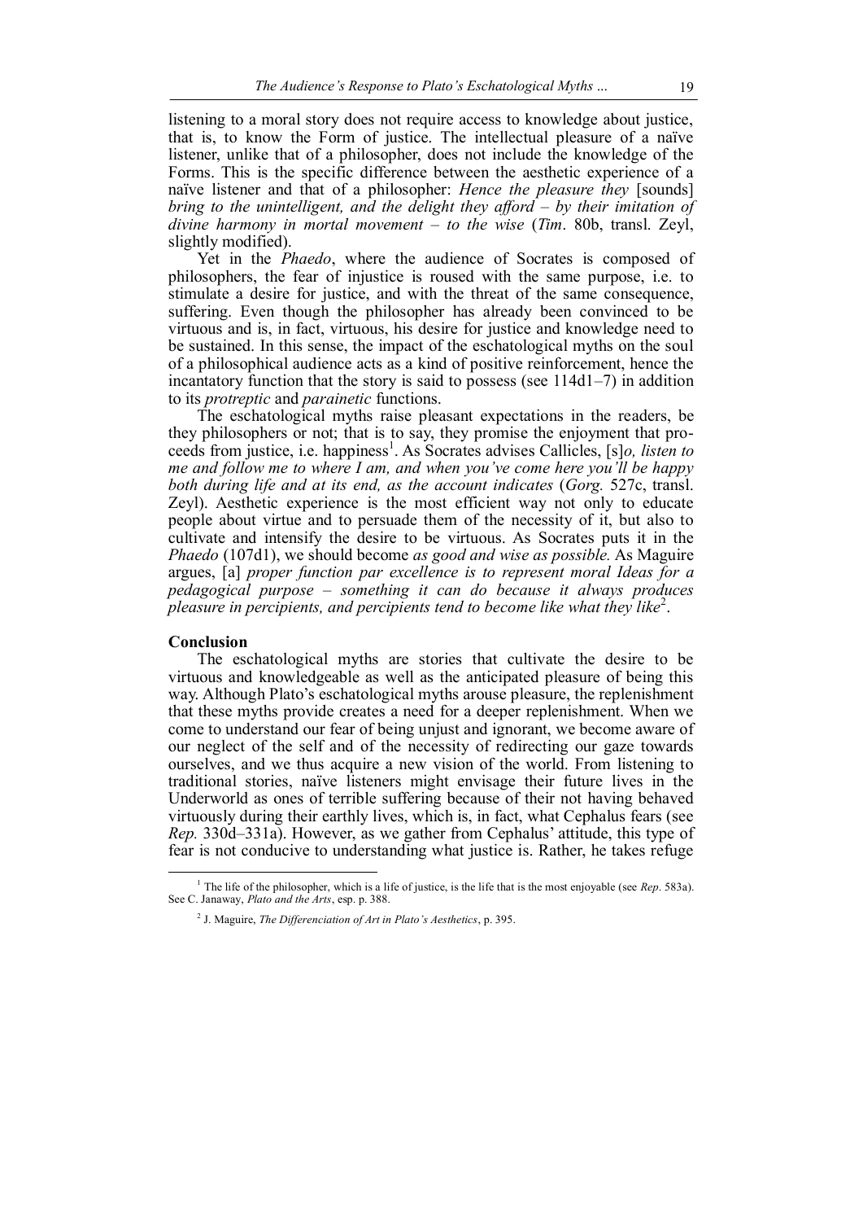listening to a moral story does not require access to knowledge about justice, that is, to know the Form of justice. The intellectual pleasure of a naïve listener, unlike that of a philosopher, does not include the knowledge of the Forms. This is the specific difference between the aesthetic experience of a naïve listener and that of a philosopher: *Hence the pleasure they* [sounds] *bring to the unintelligent, and the delight they afford – by their imitation of divine harmony in mortal movement – to the wise* (*Tim*. 80b, transl. Zeyl, slightly modified).

Yet in the *Phaedo*, where the audience of Socrates is composed of philosophers, the fear of injustice is roused with the same purpose, i.e. to stimulate a desire for justice, and with the threat of the same consequence, suffering. Even though the philosopher has already been convinced to be virtuous and is, in fact, virtuous, his desire for justice and knowledge need to be sustained. In this sense, the impact of the eschatological myths on the soul of a philosophical audience acts as a kind of positive reinforcement, hence the incantatory function that the story is said to possess (see 114d1–7) in addition to its *protreptic* and *parainetic* functions.

The eschatological myths raise pleasant expectations in the readers, be they philosophers or not; that is to say, they promise the enjoyment that proceeds from justice, i.e. happiness[1]. As Socrates advises Callicles, [s]*o, listen to me and follow me to where I am, and when you've come here you'll be happy both during life and at its end, as the account indicates* (*Gorg.* 527c, transl. Zeyl). Aesthetic experience is the most efficient way not only to educate people about virtue and to persuade them of the necessity of it, but also to cultivate and intensify the desire to be virtuous. As Socrates puts it in the *Phaedo* (107d1), we should become *as good and wise as possible.* As Maguire argues, [a] *proper function par excellence is to represent moral Ideas for a pedagogical purpose – something it can do because it always produces pleasure in percipients, and percipients tend to become like what they like*[2].

## Conclusion

The eschatological myths are stories that cultivate the desire to be virtuous and knowledgeable as well as the anticipated pleasure of being this way. Although Plato's eschatological myths arouse pleasure, the replenishment that these myths provide creates a need for a deeper replenishment. When we come to understand our fear of being unjust and ignorant, we become aware of our neglect of the self and of the necessity of redirecting our gaze towards ourselves, and we thus acquire a new vision of the world. From listening to traditional stories, naïve listeners might envisage their future lives in the Underworld as ones of terrible suffering because of their not having behaved virtuously during their earthly lives, which is, in fact, what Cephalus fears (see *Rep.* 330d–331a). However, as we gather from Cephalus' attitude, this type of fear is not conducive to understanding what justice is. Rather, he takes refuge

---

[1] The life of the philosopher, which is a life of justice, is the life that is the most enjoyable (see *Rep*. 583a). See C. Janaway, *Plato and the Arts*, esp. p. 388.

[2] J. Maguire, *The Differenciation of Art in Plato's Aesthetics*, p. 395.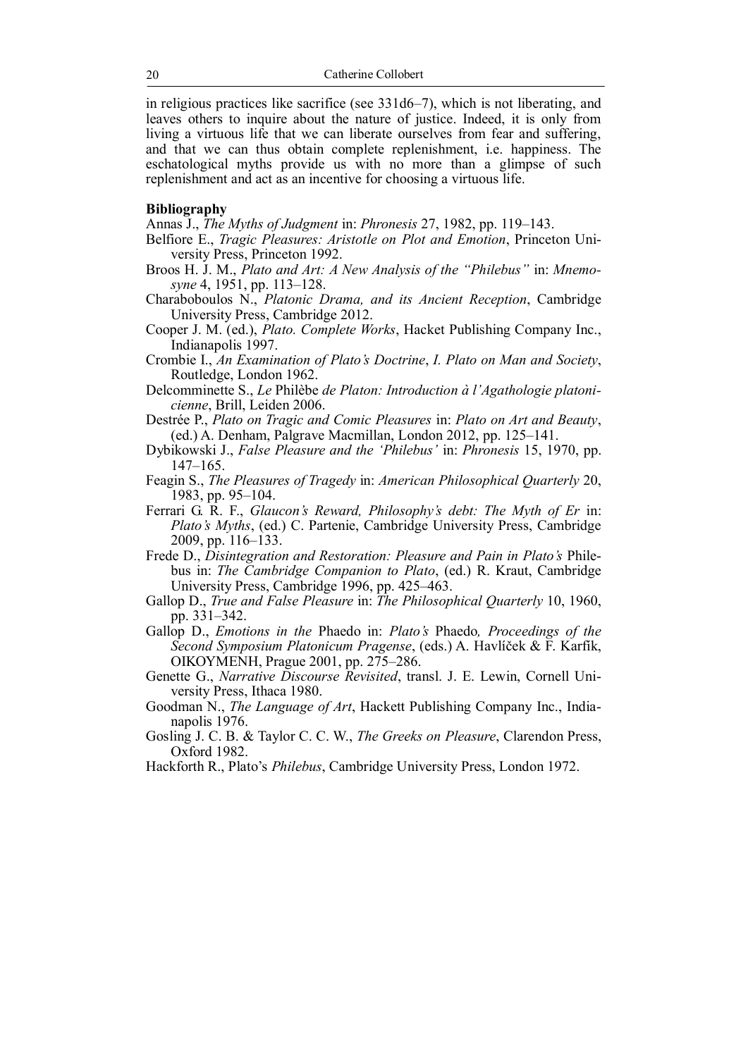in religious practices like sacrifice (see 331d6–7), which is not liberating, and leaves others to inquire about the nature of justice. Indeed, it is only from living a virtuous life that we can liberate ourselves from fear and suffering, and that we can thus obtain complete replenishment, i.e. happiness. The eschatological myths provide us with no more than a glimpse of such replenishment and act as an incentive for choosing a virtuous life.

**Bibliography**

Annas J., *The Myths of Judgment* in: *Phronesis* 27, 1982, pp. 119–143.

Belfiore E., *Tragic Pleasures: Aristotle on Plot and Emotion*, Princeton University Press, Princeton 1992.

Broos H. J. M., *Plato and Art: A New Analysis of the "Philebus"* in: *Mnemosyne* 4, 1951, pp. 113–128.

Charaboboulos N., *Platonic Drama, and its Ancient Reception*, Cambridge University Press, Cambridge 2012.

Cooper J. M. (ed.), *Plato. Complete Works*, Hacket Publishing Company Inc., Indianapolis 1997.

Crombie I., *An Examination of Plato's Doctrine*, *I. Plato on Man and Society*, Routledge, London 1962.

Delcomminette S., *Le* Philèbe *de Platon: Introduction à l'Agathologie platonicienne*, Brill, Leiden 2006.

Destrée P., *Plato on Tragic and Comic Pleasures* in: *Plato on Art and Beauty*, (ed.) A. Denham, Palgrave Macmillan, London 2012, pp. 125–141.

Dybikowski J., *False Pleasure and the 'Philebus'* in: *Phronesis* 15, 1970, pp. 147–165.

Feagin S., *The Pleasures of Tragedy* in: *American Philosophical Quarterly* 20, 1983, pp. 95–104.

Ferrari G. R. F., *Glaucon's Reward, Philosophy's debt: The Myth of Er* in: *Plato's Myths*, (ed.) C. Partenie, Cambridge University Press, Cambridge 2009, pp. 116–133.

Frede D., *Disintegration and Restoration: Pleasure and Pain in Plato's* Philebus in: *The Cambridge Companion to Plato*, (ed.) R. Kraut, Cambridge University Press, Cambridge 1996, pp. 425–463.

Gallop D., *True and False Pleasure* in: *The Philosophical Quarterly* 10, 1960, pp. 331–342.

Gallop D., *Emotions in the* Phaedo in: *Plato's* Phaedo*, Proceedings of the Second Symposium Platonicum Pragense*, (eds.) A. Havlíček & F. Karfík, OIKOYMENH, Prague 2001, pp. 275–286.

Genette G., *Narrative Discourse Revisited*, transl. J. E. Lewin, Cornell University Press, Ithaca 1980.

Goodman N., *The Language of Art*, Hackett Publishing Company Inc., Indianapolis 1976.

Gosling J. C. B. & Taylor C. C. W., *The Greeks on Pleasure*, Clarendon Press, Oxford 1982.

Hackforth R., Plato's *Philebus*, Cambridge University Press, London 1972.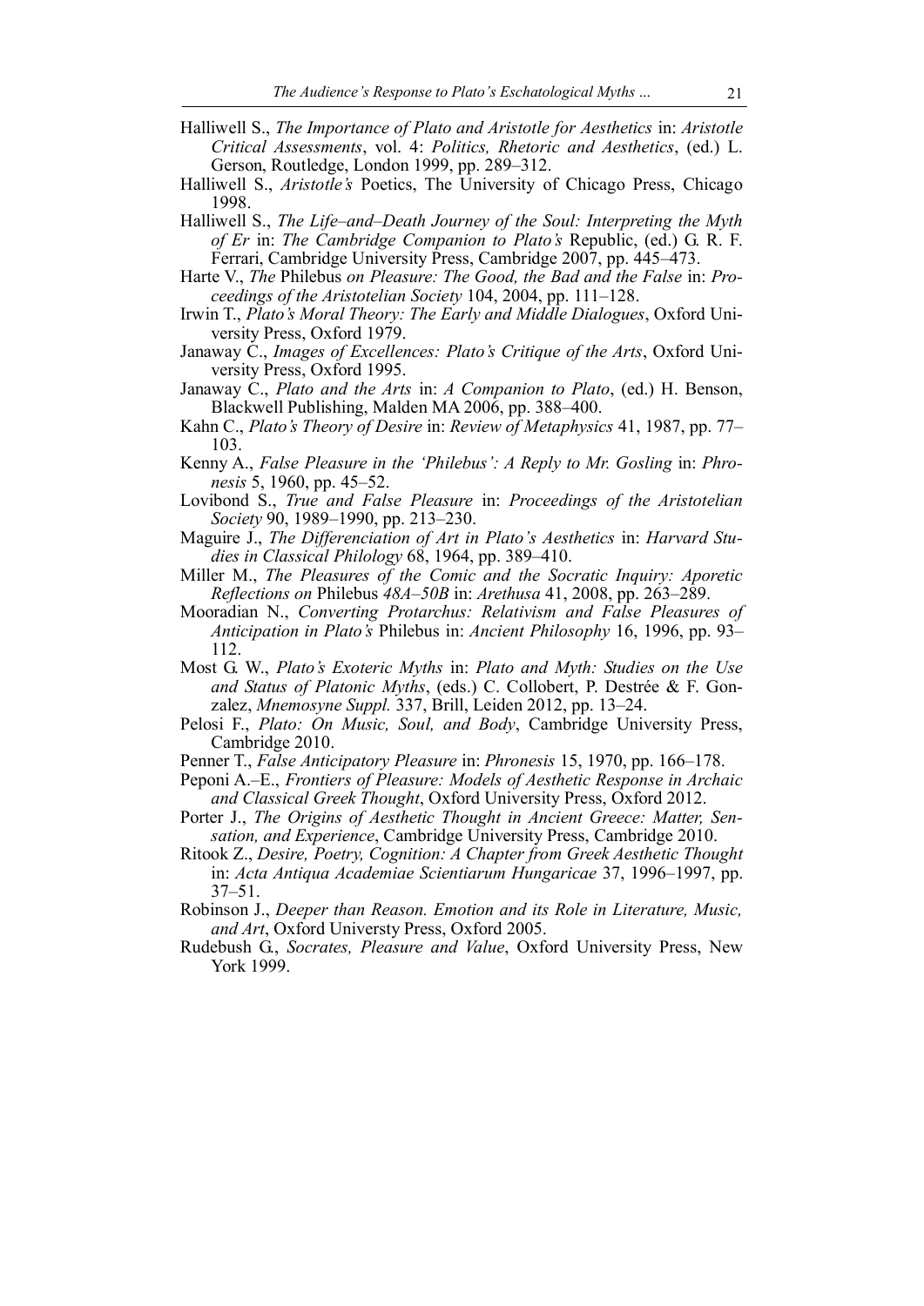Halliwell S., *The Importance of Plato and Aristotle for Aesthetics* in: *Aristotle Critical Assessments*, vol. 4: *Politics, Rhetoric and Aesthetics*, (ed.) L. Gerson, Routledge, London 1999, pp. 289–312.

Halliwell S., *Aristotle's* Poetics, The University of Chicago Press, Chicago 1998.

Halliwell S., *The Life–and–Death Journey of the Soul: Interpreting the Myth of Er* in: *The Cambridge Companion to Plato's* Republic, (ed.) G. R. F. Ferrari, Cambridge University Press, Cambridge 2007, pp. 445–473.

Harte V., *The* Philebus *on Pleasure: The Good, the Bad and the False* in: *Proceedings of the Aristotelian Society* 104, 2004, pp. 111–128.

Irwin T., *Plato's Moral Theory: The Early and Middle Dialogues*, Oxford University Press, Oxford 1979.

Janaway C., *Images of Excellences: Plato's Critique of the Arts*, Oxford University Press, Oxford 1995.

Janaway C., *Plato and the Arts* in: *A Companion to Plato*, (ed.) H. Benson, Blackwell Publishing, Malden MA 2006, pp. 388–400.

Kahn C., *Plato's Theory of Desire* in: *Review of Metaphysics* 41, 1987, pp. 77–103.

Kenny A., *False Pleasure in the 'Philebus': A Reply to Mr. Gosling* in: *Phronesis* 5, 1960, pp. 45–52.

Lovibond S., *True and False Pleasure* in: *Proceedings of the Aristotelian Society* 90, 1989–1990, pp. 213–230.

Maguire J., *The Differenciation of Art in Plato's Aesthetics* in: *Harvard Studies in Classical Philology* 68, 1964, pp. 389–410.

Miller M., *The Pleasures of the Comic and the Socratic Inquiry: Aporetic Reflections on* Philebus *48A–50B* in: *Arethusa* 41, 2008, pp. 263–289.

Mooradian N., *Converting Protarchus: Relativism and False Pleasures of Anticipation in Plato's* Philebus in: *Ancient Philosophy* 16, 1996, pp. 93–112.

Most G. W., *Plato's Exoteric Myths* in: *Plato and Myth: Studies on the Use and Status of Platonic Myths*, (eds.) C. Collobert, P. Destrée & F. Gonzalez, *Mnemosyne Suppl.* 337, Brill, Leiden 2012, pp. 13–24.

Pelosi F., *Plato: On Music, Soul, and Body*, Cambridge University Press, Cambridge 2010.

Penner T., *False Anticipatory Pleasure* in: *Phronesis* 15, 1970, pp. 166–178.

Peponi A.–E., *Frontiers of Pleasure: Models of Aesthetic Response in Archaic and Classical Greek Thought*, Oxford University Press, Oxford 2012.

Porter J., *The Origins of Aesthetic Thought in Ancient Greece: Matter, Sensation, and Experience*, Cambridge University Press, Cambridge 2010.

Ritook Z., *Desire, Poetry, Cognition: A Chapter from Greek Aesthetic Thought* in: *Acta Antiqua Academiae Scientiarum Hungaricae* 37, 1996–1997, pp. 37–51.

Robinson J., *Deeper than Reason. Emotion and its Role in Literature, Music, and Art*, Oxford Universty Press, Oxford 2005.

Rudebush G., *Socrates, Pleasure and Value*, Oxford University Press, New York 1999.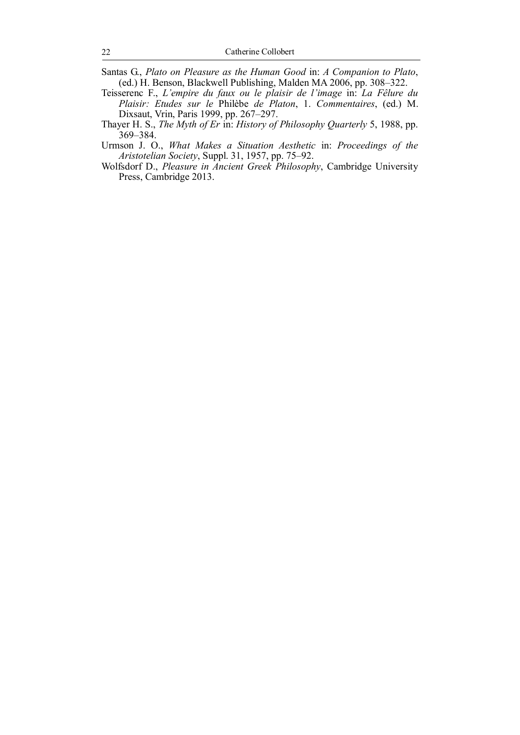Santas G., *Plato on Pleasure as the Human Good* in: *A Companion to Plato*, (ed.) H. Benson, Blackwell Publishing, Malden MA 2006, pp. 308–322.

Teisserenc F., *L'empire du faux ou le plaisir de l'image* in: *La Fêlure du Plaisir: Etudes sur le* Philèbe *de Platon*, 1. *Commentaires*, (ed.) M. Dixsaut, Vrin, Paris 1999, pp. 267–297.

Thayer H. S., *The Myth of Er* in: *History of Philosophy Quarterly* 5, 1988, pp. 369–384.

Urmson J. O., *What Makes a Situation Aesthetic* in: *Proceedings of the Aristotelian Society*, Suppl. 31, 1957, pp. 75–92.

Wolfsdorf D., *Pleasure in Ancient Greek Philosophy*, Cambridge University Press, Cambridge 2013.